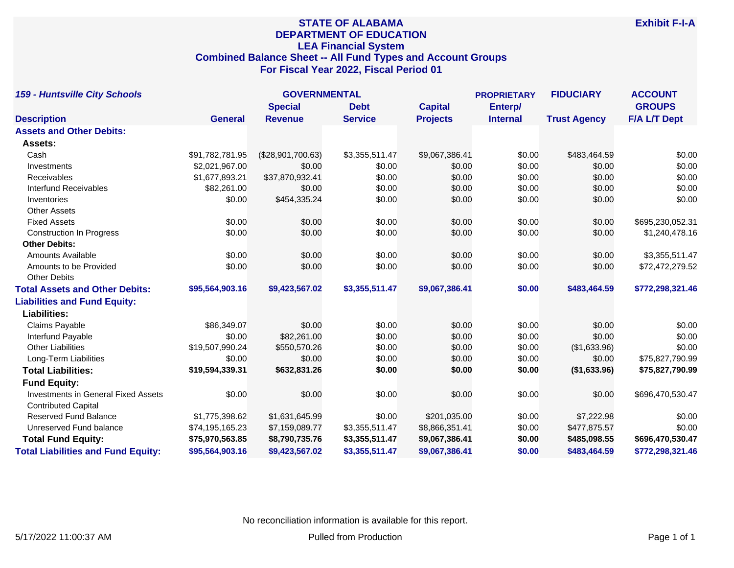**STATE OF ALABAMA**
**DEPARTMENT OF EDUCATION**
**LEA Financial System**
**Combined Balance Sheet -- All Fund Types and Account Groups**
**For Fiscal Year 2022, Fiscal Period 01**

**Exhibit F-I-A**

| *159 - Huntsville City Schools* | GOVERNMENTAL | | | | PROPRIETARY | FIDUCIARY | ACCOUNT GROUPS |
|---|---|---|---|---|---|---|---|
| **Description** | **General** | **Special Revenue** | **Debt Service** | **Capital Projects** | **Enterp/ Internal** | **Trust Agency** | **F/A L/T Dept** |
| **Assets and Other Debits:** | | | | | | | |
| **Assets:** | | | | | | | |
| Cash | $91,782,781.95 | ($28,901,700.63) | $3,355,511.47 | $9,067,386.41 | $0.00 | $483,464.59 | $0.00 |
| Investments | $2,021,967.00 | $0.00 | $0.00 | $0.00 | $0.00 | $0.00 | $0.00 |
| Receivables | $1,677,893.21 | $37,870,932.41 | $0.00 | $0.00 | $0.00 | $0.00 | $0.00 |
| Interfund Receivables | $82,261.00 | $0.00 | $0.00 | $0.00 | $0.00 | $0.00 | $0.00 |
| Inventories | $0.00 | $454,335.24 | $0.00 | $0.00 | $0.00 | $0.00 | $0.00 |
| Other Assets | | | | | | | |
| Fixed Assets | $0.00 | $0.00 | $0.00 | $0.00 | $0.00 | $0.00 | $695,230,052.31 |
| Construction In Progress | $0.00 | $0.00 | $0.00 | $0.00 | $0.00 | $0.00 | $1,240,478.16 |
| **Other Debits:** | | | | | | | |
| Amounts Available | $0.00 | $0.00 | $0.00 | $0.00 | $0.00 | $0.00 | $3,355,511.47 |
| Amounts to be Provided | $0.00 | $0.00 | $0.00 | $0.00 | $0.00 | $0.00 | $72,472,279.52 |
| Other Debits | | | | | | | |
| **Total Assets and Other Debits:** | **$95,564,903.16** | **$9,423,567.02** | **$3,355,511.47** | **$9,067,386.41** | **$0.00** | **$483,464.59** | **$772,298,321.46** |
| **Liabilities and Fund Equity:** | | | | | | | |
| **Liabilities:** | | | | | | | |
| Claims Payable | $86,349.07 | $0.00 | $0.00 | $0.00 | $0.00 | $0.00 | $0.00 |
| Interfund Payable | $0.00 | $82,261.00 | $0.00 | $0.00 | $0.00 | $0.00 | $0.00 |
| Other Liabilities | $19,507,990.24 | $550,570.26 | $0.00 | $0.00 | $0.00 | ($1,633.96) | $0.00 |
| Long-Term Liabilities | $0.00 | $0.00 | $0.00 | $0.00 | $0.00 | $0.00 | $75,827,790.99 |
| **Total Liabilities:** | **$19,594,339.31** | **$632,831.26** | **$0.00** | **$0.00** | **$0.00** | **($1,633.96)** | **$75,827,790.99** |
| **Fund Equity:** | | | | | | | |
| Investments in General Fixed Assets | $0.00 | $0.00 | $0.00 | $0.00 | $0.00 | $0.00 | $696,470,530.47 |
| Contributed Capital | | | | | | | |
| Reserved Fund Balance | $1,775,398.62 | $1,631,645.99 | $0.00 | $201,035.00 | $0.00 | $7,222.98 | $0.00 |
| Unreserved Fund balance | $74,195,165.23 | $7,159,089.77 | $3,355,511.47 | $8,866,351.41 | $0.00 | $477,875.57 | $0.00 |
| **Total Fund Equity:** | **$75,970,563.85** | **$8,790,735.76** | **$3,355,511.47** | **$9,067,386.41** | **$0.00** | **$485,098.55** | **$696,470,530.47** |
| **Total Liabilities and Fund Equity:** | **$95,564,903.16** | **$9,423,567.02** | **$3,355,511.47** | **$9,067,386.41** | **$0.00** | **$483,464.59** | **$772,298,321.46** |

No reconciliation information is available for this report.

5/17/2022 11:00:37 AM Pulled from Production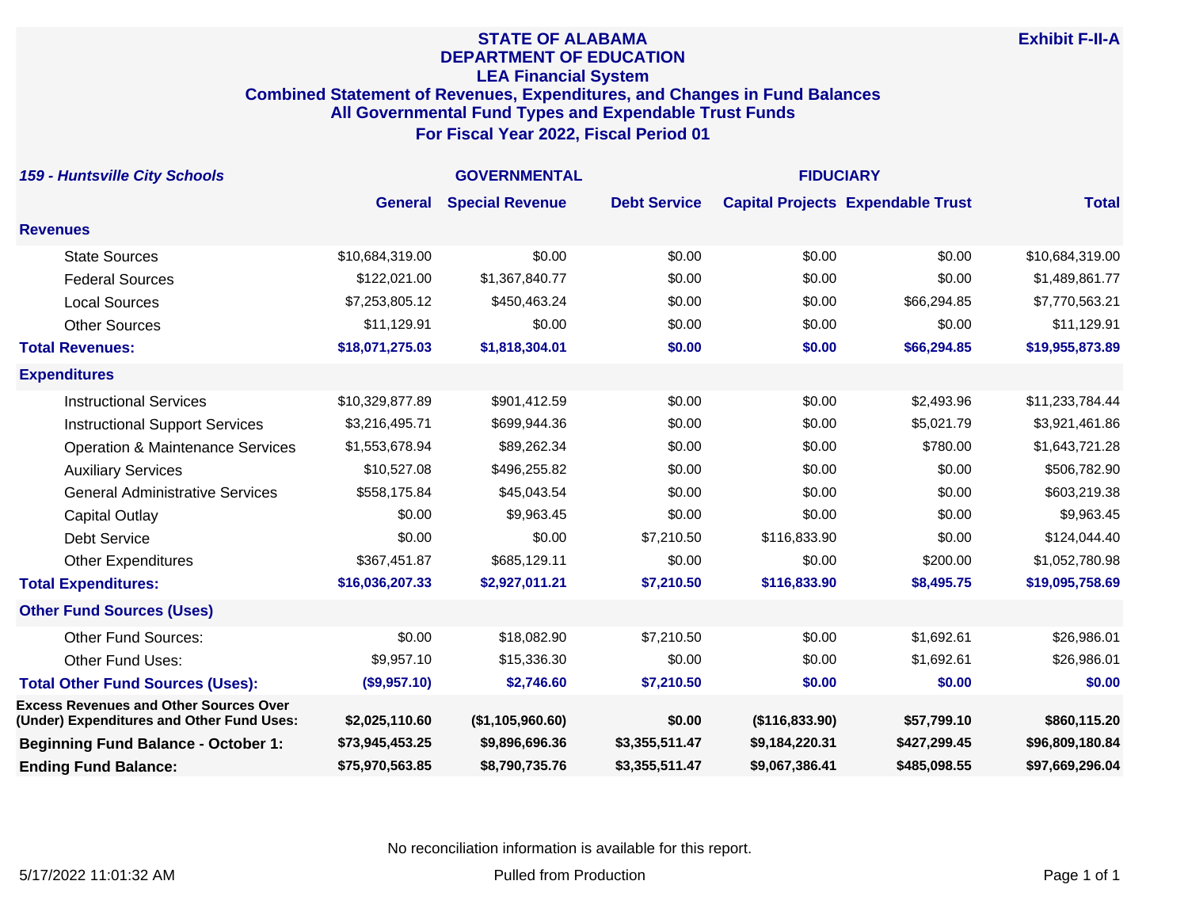# STATE OF ALABAMA
## DEPARTMENT OF EDUCATION
## LEA Financial System
## Combined Statement of Revenues, Expenditures, and Changes in Fund Balances
## All Governmental Fund Types and Expendable Trust Funds
## For Fiscal Year 2022, Fiscal Period 01

**Exhibit F-II-A**

| *159 - Huntsville City Schools* | GOVERNMENTAL | | | | FIDUCIARY | |
|---|---|---|---|---|---|---|
| | **General** | **Special Revenue** | **Debt Service** | **Capital Projects** | **Expendable Trust** | **Total** |
| **Revenues** | | | | | | |
| State Sources | $10,684,319.00 | $0.00 | $0.00 | $0.00 | $0.00 | $10,684,319.00 |
| Federal Sources | $122,021.00 | $1,367,840.77 | $0.00 | $0.00 | $0.00 | $1,489,861.77 |
| Local Sources | $7,253,805.12 | $450,463.24 | $0.00 | $0.00 | $66,294.85 | $7,770,563.21 |
| Other Sources | $11,129.91 | $0.00 | $0.00 | $0.00 | $0.00 | $11,129.91 |
| **Total Revenues:** | **$18,071,275.03** | **$1,818,304.01** | **$0.00** | **$0.00** | **$66,294.85** | **$19,955,873.89** |
| **Expenditures** | | | | | | |
| Instructional Services | $10,329,877.89 | $901,412.59 | $0.00 | $0.00 | $2,493.96 | $11,233,784.44 |
| Instructional Support Services | $3,216,495.71 | $699,944.36 | $0.00 | $0.00 | $5,021.79 | $3,921,461.86 |
| Operation & Maintenance Services | $1,553,678.94 | $89,262.34 | $0.00 | $0.00 | $780.00 | $1,643,721.28 |
| Auxiliary Services | $10,527.08 | $496,255.82 | $0.00 | $0.00 | $0.00 | $506,782.90 |
| General Administrative Services | $558,175.84 | $45,043.54 | $0.00 | $0.00 | $0.00 | $603,219.38 |
| Capital Outlay | $0.00 | $9,963.45 | $0.00 | $0.00 | $0.00 | $9,963.45 |
| Debt Service | $0.00 | $0.00 | $7,210.50 | $116,833.90 | $0.00 | $124,044.40 |
| Other Expenditures | $367,451.87 | $685,129.11 | $0.00 | $0.00 | $200.00 | $1,052,780.98 |
| **Total Expenditures:** | **$16,036,207.33** | **$2,927,011.21** | **$7,210.50** | **$116,833.90** | **$8,495.75** | **$19,095,758.69** |
| **Other Fund Sources (Uses)** | | | | | | |
| Other Fund Sources: | $0.00 | $18,082.90 | $7,210.50 | $0.00 | $1,692.61 | $26,986.01 |
| Other Fund Uses: | $9,957.10 | $15,336.30 | $0.00 | $0.00 | $1,692.61 | $26,986.01 |
| **Total Other Fund Sources (Uses):** | **($9,957.10)** | **$2,746.60** | **$7,210.50** | **$0.00** | **$0.00** | **$0.00** |
| **Excess Revenues and Other Sources Over (Under) Expenditures and Other Fund Uses:** | **$2,025,110.60** | **($1,105,960.60)** | **$0.00** | **($116,833.90)** | **$57,799.10** | **$860,115.20** |
| **Beginning Fund Balance - October 1:** | **$73,945,453.25** | **$9,896,696.36** | **$3,355,511.47** | **$9,184,220.31** | **$427,299.45** | **$96,809,180.84** |
| **Ending Fund Balance:** | **$75,970,563.85** | **$8,790,735.76** | **$3,355,511.47** | **$9,067,386.41** | **$485,098.55** | **$97,669,296.04** |

No reconciliation information is available for this report.

5/17/2022 11:01:32 AM — Pulled from Production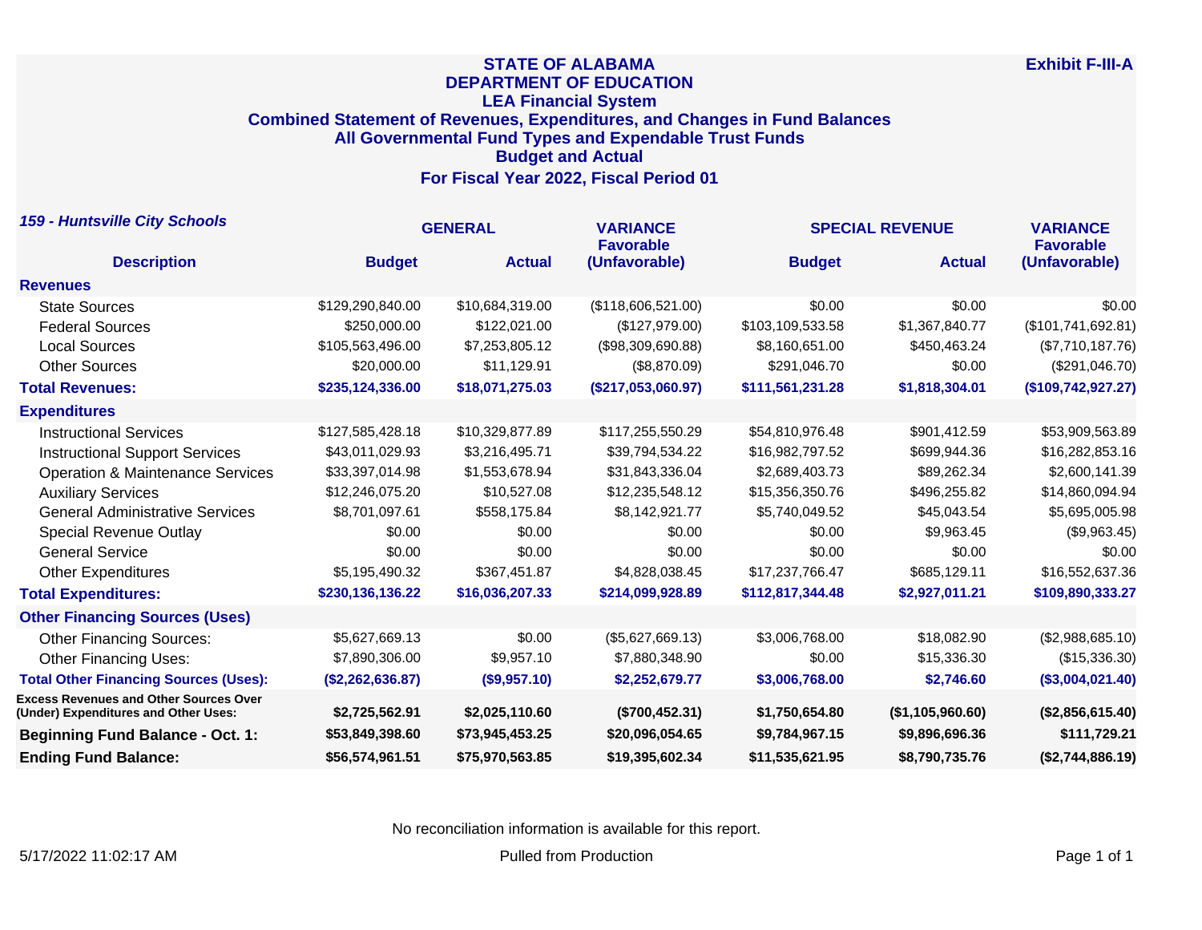# STATE OF ALABAMA
## DEPARTMENT OF EDUCATION
### LEA Financial System
### Combined Statement of Revenues, Expenditures, and Changes in Fund Balances
### All Governmental Fund Types and Expendable Trust Funds
### Budget and Actual
### For Fiscal Year 2022, Fiscal Period 01

**Exhibit F-III-A**

***159 - Huntsville City Schools***

| Description | GENERAL Budget | GENERAL Actual | VARIANCE Favorable (Unfavorable) | SPECIAL REVENUE Budget | SPECIAL REVENUE Actual | VARIANCE Favorable (Unfavorable) |
|---|---|---|---|---|---|---|
| **Revenues** | | | | | | |
| State Sources | $129,290,840.00 | $10,684,319.00 | ($118,606,521.00) | $0.00 | $0.00 | $0.00 |
| Federal Sources | $250,000.00 | $122,021.00 | ($127,979.00) | $103,109,533.58 | $1,367,840.77 | ($101,741,692.81) |
| Local Sources | $105,563,496.00 | $7,253,805.12 | ($98,309,690.88) | $8,160,651.00 | $450,463.24 | ($7,710,187.76) |
| Other Sources | $20,000.00 | $11,129.91 | ($8,870.09) | $291,046.70 | $0.00 | ($291,046.70) |
| **Total Revenues:** | **$235,124,336.00** | **$18,071,275.03** | **($217,053,060.97)** | **$111,561,231.28** | **$1,818,304.01** | **($109,742,927.27)** |
| **Expenditures** | | | | | | |
| Instructional Services | $127,585,428.18 | $10,329,877.89 | $117,255,550.29 | $54,810,976.48 | $901,412.59 | $53,909,563.89 |
| Instructional Support Services | $43,011,029.93 | $3,216,495.71 | $39,794,534.22 | $16,982,797.52 | $699,944.36 | $16,282,853.16 |
| Operation & Maintenance Services | $33,397,014.98 | $1,553,678.94 | $31,843,336.04 | $2,689,403.73 | $89,262.34 | $2,600,141.39 |
| Auxiliary Services | $12,246,075.20 | $10,527.08 | $12,235,548.12 | $15,356,350.76 | $496,255.82 | $14,860,094.94 |
| General Administrative Services | $8,701,097.61 | $558,175.84 | $8,142,921.77 | $5,740,049.52 | $45,043.54 | $5,695,005.98 |
| Special Revenue Outlay | $0.00 | $0.00 | $0.00 | $0.00 | $9,963.45 | ($9,963.45) |
| General Service | $0.00 | $0.00 | $0.00 | $0.00 | $0.00 | $0.00 |
| Other Expenditures | $5,195,490.32 | $367,451.87 | $4,828,038.45 | $17,237,766.47 | $685,129.11 | $16,552,637.36 |
| **Total Expenditures:** | **$230,136,136.22** | **$16,036,207.33** | **$214,099,928.89** | **$112,817,344.48** | **$2,927,011.21** | **$109,890,333.27** |
| **Other Financing Sources (Uses)** | | | | | | |
| Other Financing Sources: | $5,627,669.13 | $0.00 | ($5,627,669.13) | $3,006,768.00 | $18,082.90 | ($2,988,685.10) |
| Other Financing Uses: | $7,890,306.00 | $9,957.10 | $7,880,348.90 | $0.00 | $15,336.30 | ($15,336.30) |
| **Total Other Financing Sources (Uses):** | **($2,262,636.87)** | **($9,957.10)** | **$2,252,679.77** | **$3,006,768.00** | **$2,746.60** | **($3,004,021.40)** |
| **Excess Revenues and Other Sources Over (Under) Expenditures and Other Uses:** | **$2,725,562.91** | **$2,025,110.60** | **($700,452.31)** | **$1,750,654.80** | **($1,105,960.60)** | **($2,856,615.40)** |
| **Beginning Fund Balance - Oct. 1:** | **$53,849,398.60** | **$73,945,453.25** | **$20,096,054.65** | **$9,784,967.15** | **$9,896,696.36** | **$111,729.21** |
| **Ending Fund Balance:** | **$56,574,961.51** | **$75,970,563.85** | **$19,395,602.34** | **$11,535,621.95** | **$8,790,735.76** | **($2,744,886.19)** |

No reconciliation information is available for this report.

5/17/2022 11:02:17 AM

Pulled from Production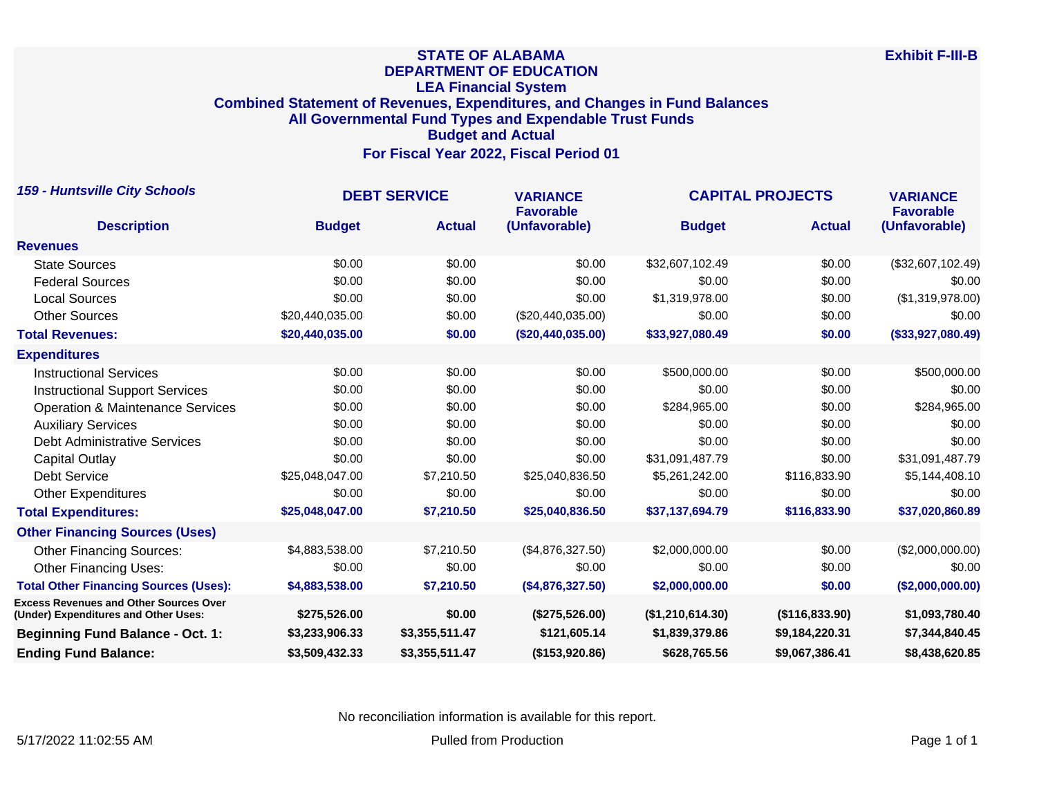# STATE OF ALABAMA
## DEPARTMENT OF EDUCATION
### LEA Financial System
### Combined Statement of Revenues, Expenditures, and Changes in Fund Balances
### All Governmental Fund Types and Expendable Trust Funds
### Budget and Actual
### For Fiscal Year 2022, Fiscal Period 01

**Exhibit F-III-B**

***159 - Huntsville City Schools***

| Description | DEBT SERVICE | | VARIANCE | CAPITAL PROJECTS | | VARIANCE |
|---|---|---|---|---|---|---|
| | Budget | Actual | Favorable (Unfavorable) | Budget | Actual | Favorable (Unfavorable) |
| **Revenues** | | | | | | |
| State Sources | $0.00 | $0.00 | $0.00 | $32,607,102.49 | $0.00 | ($32,607,102.49) |
| Federal Sources | $0.00 | $0.00 | $0.00 | $0.00 | $0.00 | $0.00 |
| Local Sources | $0.00 | $0.00 | $0.00 | $1,319,978.00 | $0.00 | ($1,319,978.00) |
| Other Sources | $20,440,035.00 | $0.00 | ($20,440,035.00) | $0.00 | $0.00 | $0.00 |
| **Total Revenues:** | **$20,440,035.00** | **$0.00** | **($20,440,035.00)** | **$33,927,080.49** | **$0.00** | **($33,927,080.49)** |
| **Expenditures** | | | | | | |
| Instructional Services | $0.00 | $0.00 | $0.00 | $500,000.00 | $0.00 | $500,000.00 |
| Instructional Support Services | $0.00 | $0.00 | $0.00 | $0.00 | $0.00 | $0.00 |
| Operation & Maintenance Services | $0.00 | $0.00 | $0.00 | $284,965.00 | $0.00 | $284,965.00 |
| Auxiliary Services | $0.00 | $0.00 | $0.00 | $0.00 | $0.00 | $0.00 |
| Debt Administrative Services | $0.00 | $0.00 | $0.00 | $0.00 | $0.00 | $0.00 |
| Capital Outlay | $0.00 | $0.00 | $0.00 | $31,091,487.79 | $0.00 | $31,091,487.79 |
| Debt Service | $25,048,047.00 | $7,210.50 | $25,040,836.50 | $5,261,242.00 | $116,833.90 | $5,144,408.10 |
| Other Expenditures | $0.00 | $0.00 | $0.00 | $0.00 | $0.00 | $0.00 |
| **Total Expenditures:** | **$25,048,047.00** | **$7,210.50** | **$25,040,836.50** | **$37,137,694.79** | **$116,833.90** | **$37,020,860.89** |
| **Other Financing Sources (Uses)** | | | | | | |
| Other Financing Sources: | $4,883,538.00 | $7,210.50 | ($4,876,327.50) | $2,000,000.00 | $0.00 | ($2,000,000.00) |
| Other Financing Uses: | $0.00 | $0.00 | $0.00 | $0.00 | $0.00 | $0.00 |
| **Total Other Financing Sources (Uses):** | **$4,883,538.00** | **$7,210.50** | **($4,876,327.50)** | **$2,000,000.00** | **$0.00** | **($2,000,000.00)** |
| **Excess Revenues and Other Sources Over (Under) Expenditures and Other Uses:** | **$275,526.00** | **$0.00** | **($275,526.00)** | **($1,210,614.30)** | **($116,833.90)** | **$1,093,780.40** |
| **Beginning Fund Balance - Oct. 1:** | **$3,233,906.33** | **$3,355,511.47** | **$121,605.14** | **$1,839,379.86** | **$9,184,220.31** | **$7,344,840.45** |
| **Ending Fund Balance:** | **$3,509,432.33** | **$3,355,511.47** | **($153,920.86)** | **$628,765.56** | **$9,067,386.41** | **$8,438,620.85** |

No reconciliation information is available for this report.

5/17/2022 11:02:55 AM Pulled from Production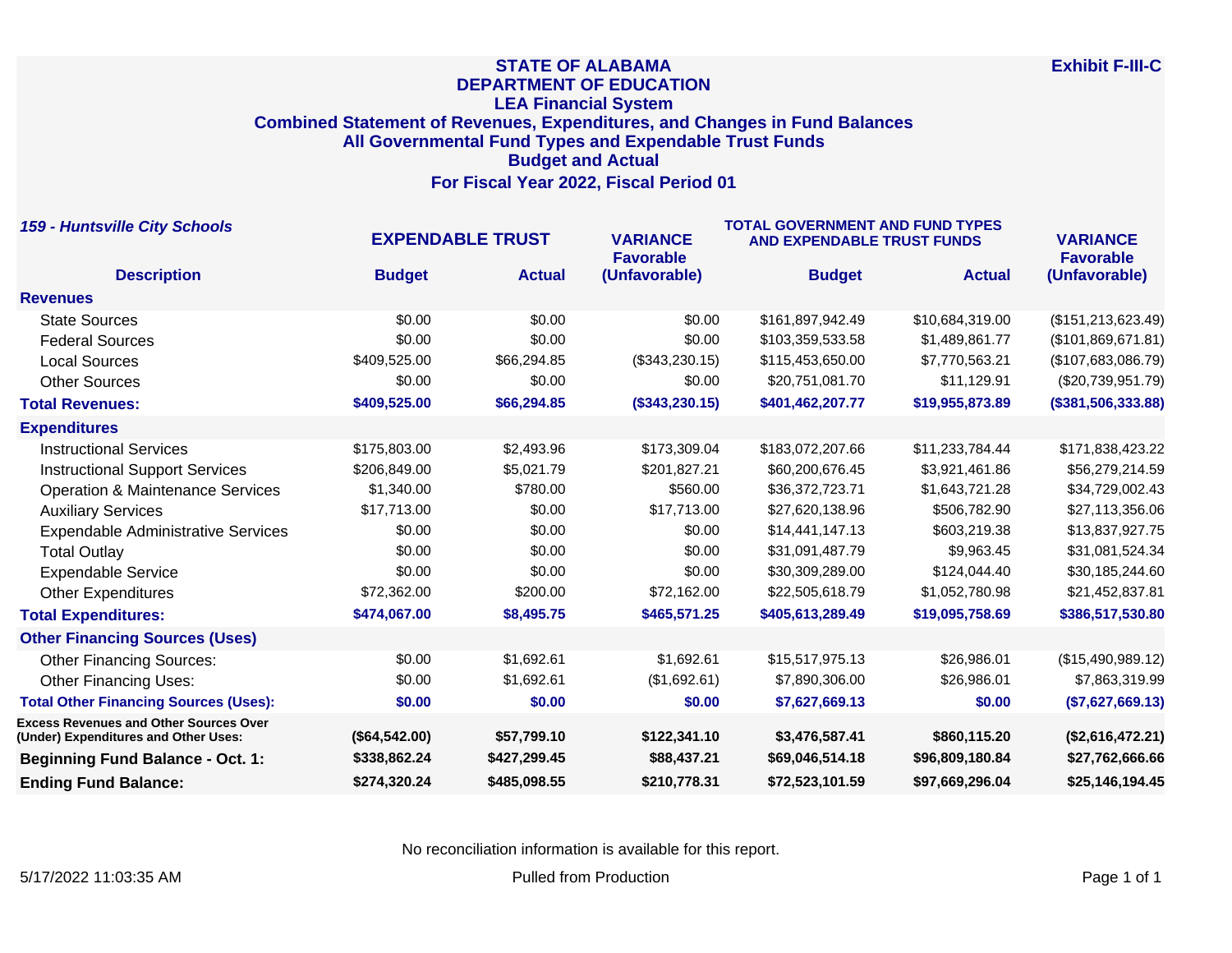# STATE OF ALABAMA
## DEPARTMENT OF EDUCATION
## LEA Financial System
## Combined Statement of Revenues, Expenditures, and Changes in Fund Balances
## All Governmental Fund Types and Expendable Trust Funds
## Budget and Actual
## For Fiscal Year 2022, Fiscal Period 01

**Exhibit F-III-C**

***159 - Huntsville City Schools***

| Description | EXPENDABLE TRUST | | VARIANCE | TOTAL GOVERNMENT AND FUND TYPES AND EXPENDABLE TRUST FUNDS | | VARIANCE |
|---|---|---|---|---|---|---|
| | Budget | Actual | Favorable (Unfavorable) | Budget | Actual | Favorable (Unfavorable) |
| **Revenues** | | | | | | |
| State Sources | $0.00 | $0.00 | $0.00 | $161,897,942.49 | $10,684,319.00 | ($151,213,623.49) |
| Federal Sources | $0.00 | $0.00 | $0.00 | $103,359,533.58 | $1,489,861.77 | ($101,869,671.81) |
| Local Sources | $409,525.00 | $66,294.85 | ($343,230.15) | $115,453,650.00 | $7,770,563.21 | ($107,683,086.79) |
| Other Sources | $0.00 | $0.00 | $0.00 | $20,751,081.70 | $11,129.91 | ($20,739,951.79) |
| **Total Revenues:** | **$409,525.00** | **$66,294.85** | **($343,230.15)** | **$401,462,207.77** | **$19,955,873.89** | **($381,506,333.88)** |
| **Expenditures** | | | | | | |
| Instructional Services | $175,803.00 | $2,493.96 | $173,309.04 | $183,072,207.66 | $11,233,784.44 | $171,838,423.22 |
| Instructional Support Services | $206,849.00 | $5,021.79 | $201,827.21 | $60,200,676.45 | $3,921,461.86 | $56,279,214.59 |
| Operation & Maintenance Services | $1,340.00 | $780.00 | $560.00 | $36,372,723.71 | $1,643,721.28 | $34,729,002.43 |
| Auxiliary Services | $17,713.00 | $0.00 | $17,713.00 | $27,620,138.96 | $506,782.90 | $27,113,356.06 |
| Expendable Administrative Services | $0.00 | $0.00 | $0.00 | $14,441,147.13 | $603,219.38 | $13,837,927.75 |
| Total Outlay | $0.00 | $0.00 | $0.00 | $31,091,487.79 | $9,963.45 | $31,081,524.34 |
| Expendable Service | $0.00 | $0.00 | $0.00 | $30,309,289.00 | $124,044.40 | $30,185,244.60 |
| Other Expenditures | $72,362.00 | $200.00 | $72,162.00 | $22,505,618.79 | $1,052,780.98 | $21,452,837.81 |
| **Total Expenditures:** | **$474,067.00** | **$8,495.75** | **$465,571.25** | **$405,613,289.49** | **$19,095,758.69** | **$386,517,530.80** |
| **Other Financing Sources (Uses)** | | | | | | |
| Other Financing Sources: | $0.00 | $1,692.61 | $1,692.61 | $15,517,975.13 | $26,986.01 | ($15,490,989.12) |
| Other Financing Uses: | $0.00 | $1,692.61 | ($1,692.61) | $7,890,306.00 | $26,986.01 | $7,863,319.99 |
| **Total Other Financing Sources (Uses):** | **$0.00** | **$0.00** | **$0.00** | **$7,627,669.13** | **$0.00** | **($7,627,669.13)** |
| **Excess Revenues and Other Sources Over (Under) Expenditures and Other Uses:** | **($64,542.00)** | **$57,799.10** | **$122,341.10** | **$3,476,587.41** | **$860,115.20** | **($2,616,472.21)** |
| **Beginning Fund Balance - Oct. 1:** | **$338,862.24** | **$427,299.45** | **$88,437.21** | **$69,046,514.18** | **$96,809,180.84** | **$27,762,666.66** |
| **Ending Fund Balance:** | **$274,320.24** | **$485,098.55** | **$210,778.31** | **$72,523,101.59** | **$97,669,296.04** | **$25,146,194.45** |

No reconciliation information is available for this report.

5/17/2022 11:03:35 AM

Pulled from Production